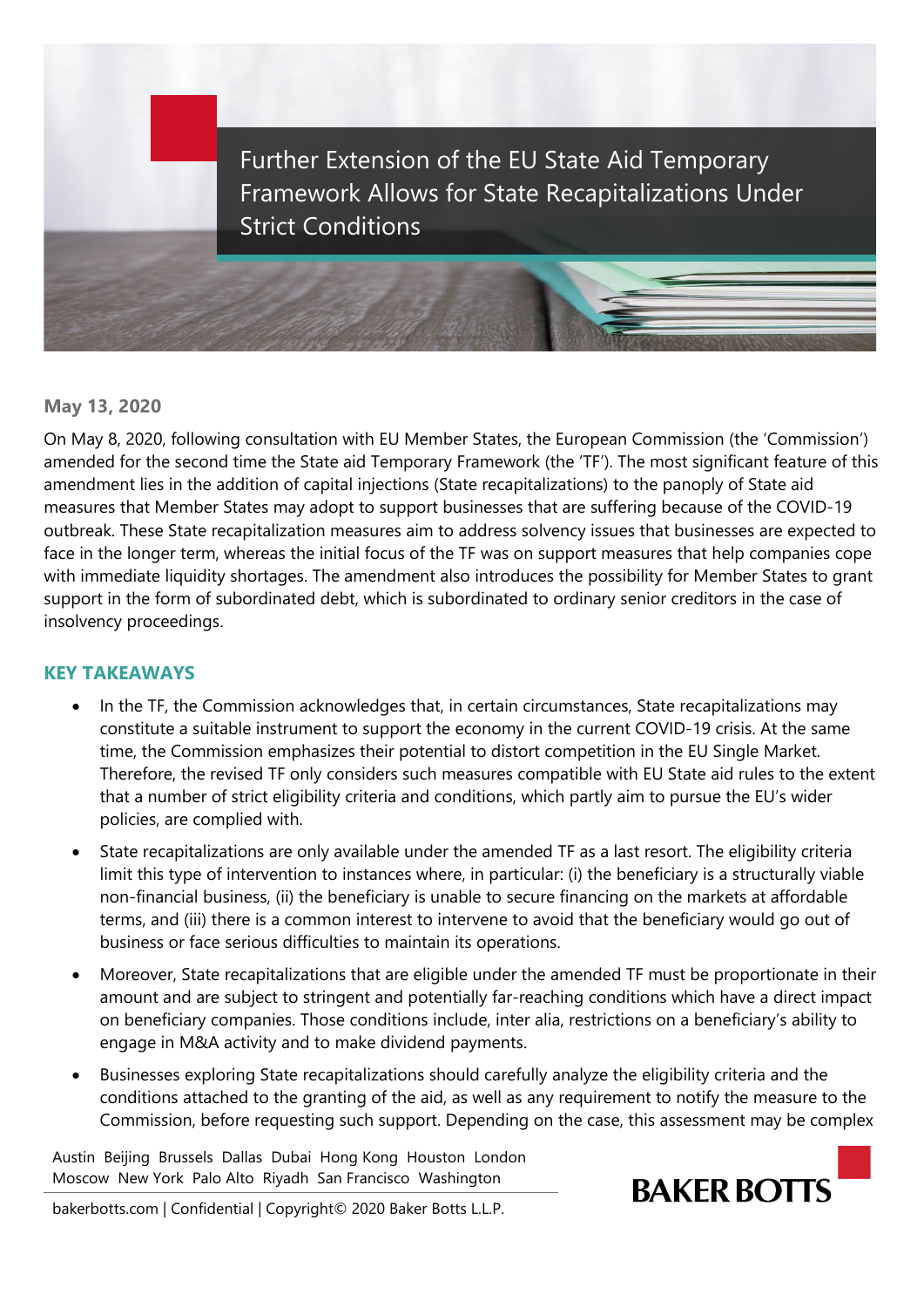# Further Extension of the EU State Aid Temporary Framework Allows for State Recapitalizations Under Strict Conditions

**May 13, 2020**

On May 8, 2020, following consultation with EU Member States, the European Commission (the 'Commission') amended for the second time the State aid Temporary Framework (the 'TF'). The most significant feature of this amendment lies in the addition of capital injections (State recapitalizations) to the panoply of State aid measures that Member States may adopt to support businesses that are suffering because of the COVID-19 outbreak. These State recapitalization measures aim to address solvency issues that businesses are expected to face in the longer term, whereas the initial focus of the TF was on support measures that help companies cope with immediate liquidity shortages. The amendment also introduces the possibility for Member States to grant support in the form of subordinated debt, which is subordinated to ordinary senior creditors in the case of insolvency proceedings.

## KEY TAKEAWAYS

- In the TF, the Commission acknowledges that, in certain circumstances, State recapitalizations may constitute a suitable instrument to support the economy in the current COVID-19 crisis. At the same time, the Commission emphasizes their potential to distort competition in the EU Single Market. Therefore, the revised TF only considers such measures compatible with EU State aid rules to the extent that a number of strict eligibility criteria and conditions, which partly aim to pursue the EU's wider policies, are complied with.
- State recapitalizations are only available under the amended TF as a last resort. The eligibility criteria limit this type of intervention to instances where, in particular: (i) the beneficiary is a structurally viable non-financial business, (ii) the beneficiary is unable to secure financing on the markets at affordable terms, and (iii) there is a common interest to intervene to avoid that the beneficiary would go out of business or face serious difficulties to maintain its operations.
- Moreover, State recapitalizations that are eligible under the amended TF must be proportionate in their amount and are subject to stringent and potentially far-reaching conditions which have a direct impact on beneficiary companies. Those conditions include, inter alia, restrictions on a beneficiary's ability to engage in M&A activity and to make dividend payments.
- Businesses exploring State recapitalizations should carefully analyze the eligibility criteria and the conditions attached to the granting of the aid, as well as any requirement to notify the measure to the Commission, before requesting such support. Depending on the case, this assessment may be complex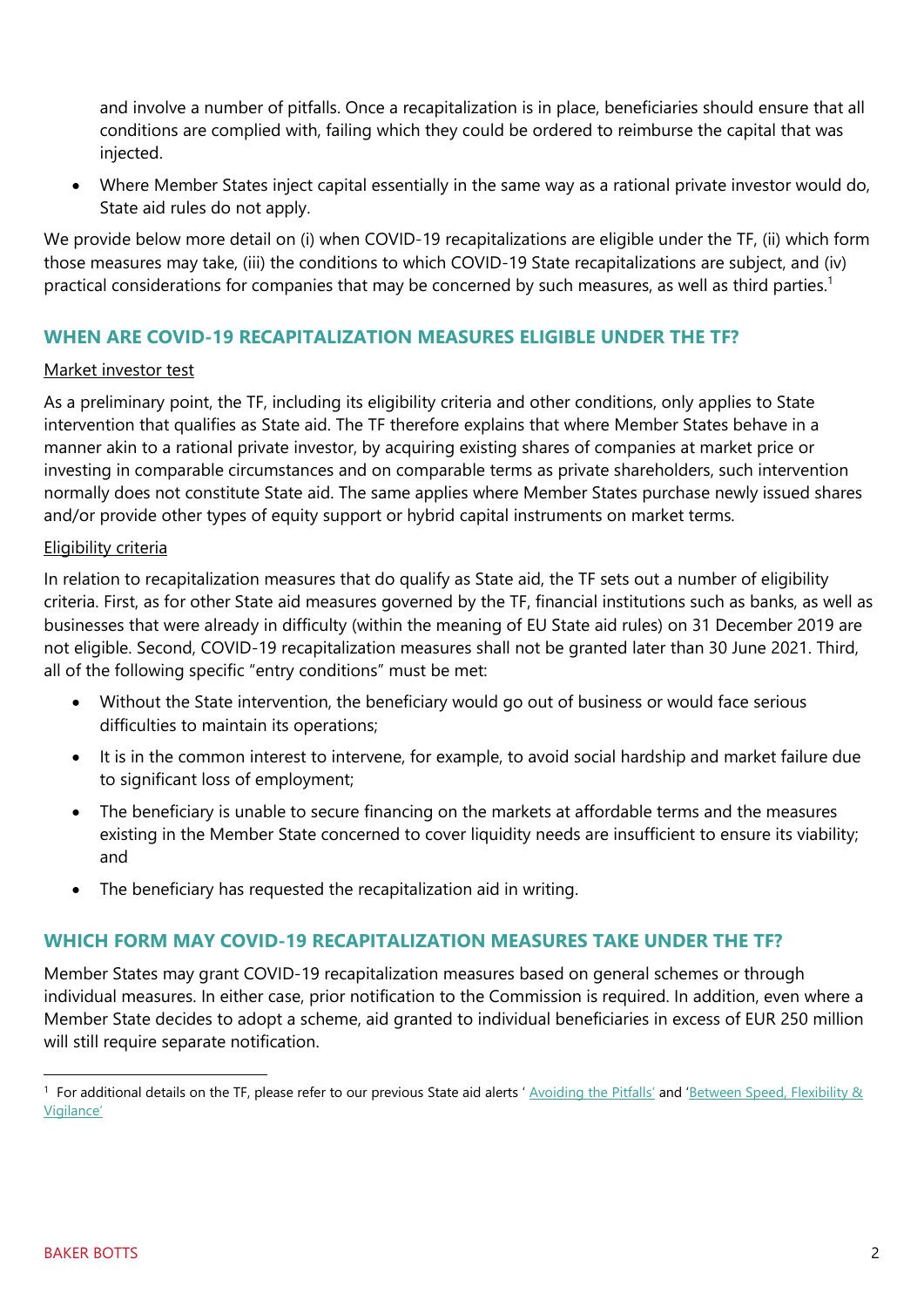and involve a number of pitfalls. Once a recapitalization is in place, beneficiaries should ensure that all conditions are complied with, failing which they could be ordered to reimburse the capital that was injected.

- Where Member States inject capital essentially in the same way as a rational private investor would do, State aid rules do not apply.

We provide below more detail on (i) when COVID-19 recapitalizations are eligible under the TF, (ii) which form those measures may take, (iii) the conditions to which COVID-19 State recapitalizations are subject, and (iv) practical considerations for companies that may be concerned by such measures, as well as third parties.[1]

## WHEN ARE COVID-19 RECAPITALIZATION MEASURES ELIGIBLE UNDER THE TF?

Market investor test

As a preliminary point, the TF, including its eligibility criteria and other conditions, only applies to State intervention that qualifies as State aid. The TF therefore explains that where Member States behave in a manner akin to a rational private investor, by acquiring existing shares of companies at market price or investing in comparable circumstances and on comparable terms as private shareholders, such intervention normally does not constitute State aid. The same applies where Member States purchase newly issued shares and/or provide other types of equity support or hybrid capital instruments on market terms.

Eligibility criteria

In relation to recapitalization measures that do qualify as State aid, the TF sets out a number of eligibility criteria. First, as for other State aid measures governed by the TF, financial institutions such as banks, as well as businesses that were already in difficulty (within the meaning of EU State aid rules) on 31 December 2019 are not eligible. Second, COVID-19 recapitalization measures shall not be granted later than 30 June 2021. Third, all of the following specific "entry conditions" must be met:

- Without the State intervention, the beneficiary would go out of business or would face serious difficulties to maintain its operations;
- It is in the common interest to intervene, for example, to avoid social hardship and market failure due to significant loss of employment;
- The beneficiary is unable to secure financing on the markets at affordable terms and the measures existing in the Member State concerned to cover liquidity needs are insufficient to ensure its viability; and
- The beneficiary has requested the recapitalization aid in writing.

## WHICH FORM MAY COVID-19 RECAPITALIZATION MEASURES TAKE UNDER THE TF?

Member States may grant COVID-19 recapitalization measures based on general schemes or through individual measures. In either case, prior notification to the Commission is required. In addition, even where a Member State decides to adopt a scheme, aid granted to individual beneficiaries in excess of EUR 250 million will still require separate notification.

---

[1] For additional details on the TF, please refer to our previous State aid alerts ' Avoiding the Pitfalls' and 'Between Speed, Flexibility & Vigilance'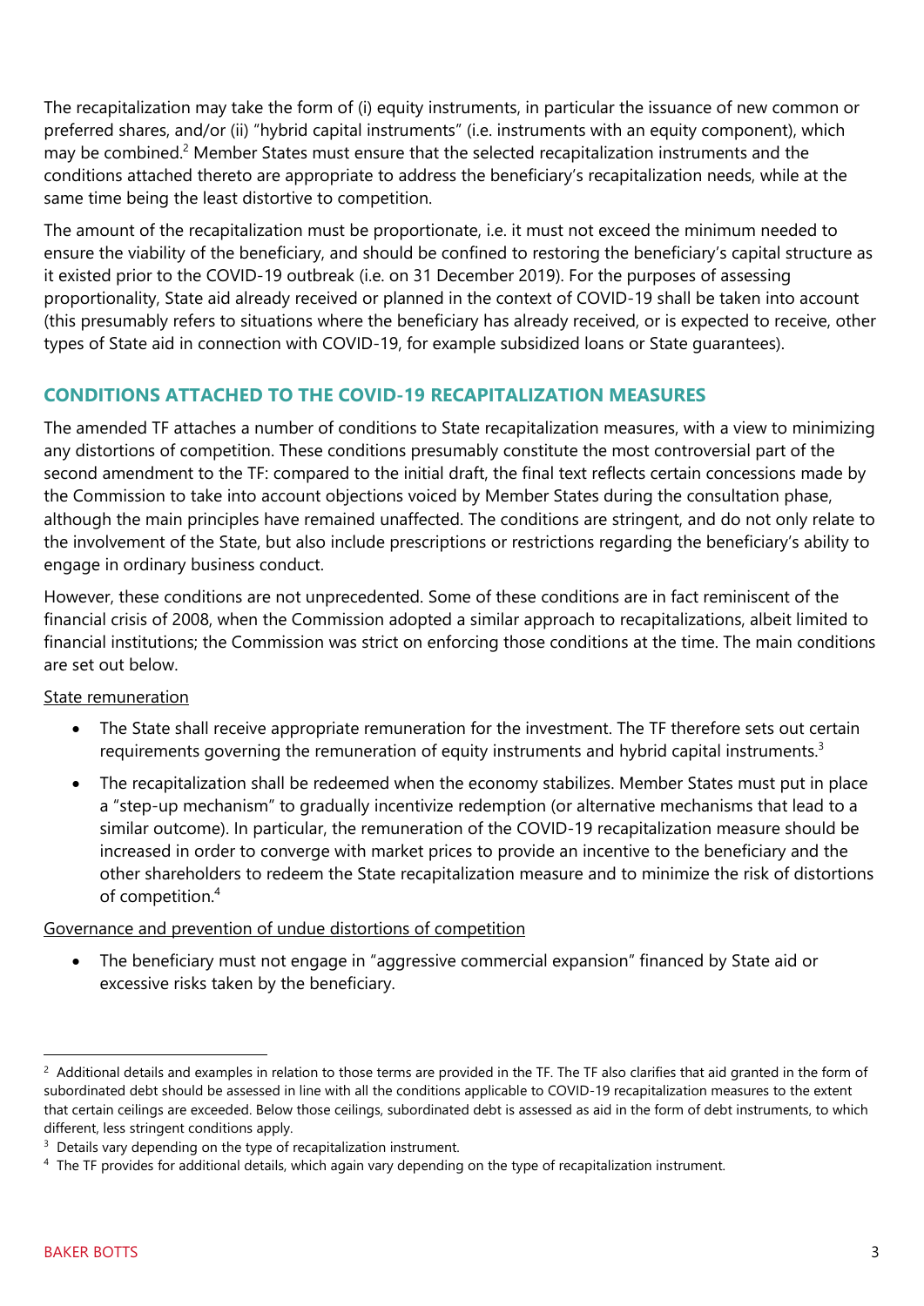The recapitalization may take the form of (i) equity instruments, in particular the issuance of new common or preferred shares, and/or (ii) "hybrid capital instruments" (i.e. instruments with an equity component), which may be combined.[2] Member States must ensure that the selected recapitalization instruments and the conditions attached thereto are appropriate to address the beneficiary's recapitalization needs, while at the same time being the least distortive to competition.

The amount of the recapitalization must be proportionate, i.e. it must not exceed the minimum needed to ensure the viability of the beneficiary, and should be confined to restoring the beneficiary's capital structure as it existed prior to the COVID-19 outbreak (i.e. on 31 December 2019). For the purposes of assessing proportionality, State aid already received or planned in the context of COVID-19 shall be taken into account (this presumably refers to situations where the beneficiary has already received, or is expected to receive, other types of State aid in connection with COVID-19, for example subsidized loans or State guarantees).

## CONDITIONS ATTACHED TO THE COVID-19 RECAPITALIZATION MEASURES

The amended TF attaches a number of conditions to State recapitalization measures, with a view to minimizing any distortions of competition. These conditions presumably constitute the most controversial part of the second amendment to the TF: compared to the initial draft, the final text reflects certain concessions made by the Commission to take into account objections voiced by Member States during the consultation phase, although the main principles have remained unaffected. The conditions are stringent, and do not only relate to the involvement of the State, but also include prescriptions or restrictions regarding the beneficiary's ability to engage in ordinary business conduct.

However, these conditions are not unprecedented. Some of these conditions are in fact reminiscent of the financial crisis of 2008, when the Commission adopted a similar approach to recapitalizations, albeit limited to financial institutions; the Commission was strict on enforcing those conditions at the time. The main conditions are set out below.

State remuneration

- The State shall receive appropriate remuneration for the investment. The TF therefore sets out certain requirements governing the remuneration of equity instruments and hybrid capital instruments.[3]
- The recapitalization shall be redeemed when the economy stabilizes. Member States must put in place a "step-up mechanism" to gradually incentivize redemption (or alternative mechanisms that lead to a similar outcome). In particular, the remuneration of the COVID-19 recapitalization measure should be increased in order to converge with market prices to provide an incentive to the beneficiary and the other shareholders to redeem the State recapitalization measure and to minimize the risk of distortions of competition.[4]

Governance and prevention of undue distortions of competition

- The beneficiary must not engage in "aggressive commercial expansion" financed by State aid or excessive risks taken by the beneficiary.

[2] Additional details and examples in relation to those terms are provided in the TF. The TF also clarifies that aid granted in the form of subordinated debt should be assessed in line with all the conditions applicable to COVID-19 recapitalization measures to the extent that certain ceilings are exceeded. Below those ceilings, subordinated debt is assessed as aid in the form of debt instruments, to which different, less stringent conditions apply.

[3] Details vary depending on the type of recapitalization instrument.

[4] The TF provides for additional details, which again vary depending on the type of recapitalization instrument.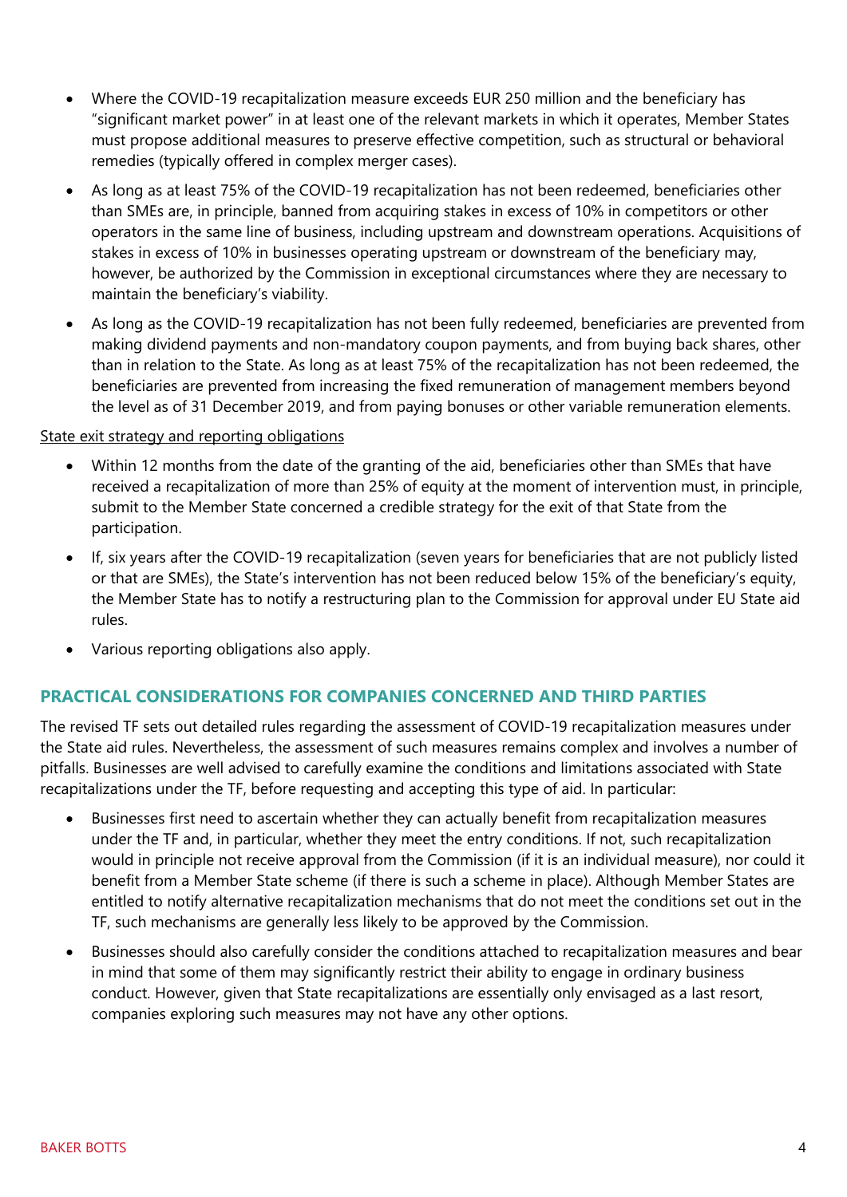- Where the COVID-19 recapitalization measure exceeds EUR 250 million and the beneficiary has "significant market power" in at least one of the relevant markets in which it operates, Member States must propose additional measures to preserve effective competition, such as structural or behavioral remedies (typically offered in complex merger cases).
- As long as at least 75% of the COVID-19 recapitalization has not been redeemed, beneficiaries other than SMEs are, in principle, banned from acquiring stakes in excess of 10% in competitors or other operators in the same line of business, including upstream and downstream operations. Acquisitions of stakes in excess of 10% in businesses operating upstream or downstream of the beneficiary may, however, be authorized by the Commission in exceptional circumstances where they are necessary to maintain the beneficiary's viability.
- As long as the COVID-19 recapitalization has not been fully redeemed, beneficiaries are prevented from making dividend payments and non-mandatory coupon payments, and from buying back shares, other than in relation to the State. As long as at least 75% of the recapitalization has not been redeemed, the beneficiaries are prevented from increasing the fixed remuneration of management members beyond the level as of 31 December 2019, and from paying bonuses or other variable remuneration elements.

State exit strategy and reporting obligations

- Within 12 months from the date of the granting of the aid, beneficiaries other than SMEs that have received a recapitalization of more than 25% of equity at the moment of intervention must, in principle, submit to the Member State concerned a credible strategy for the exit of that State from the participation.
- If, six years after the COVID-19 recapitalization (seven years for beneficiaries that are not publicly listed or that are SMEs), the State's intervention has not been reduced below 15% of the beneficiary's equity, the Member State has to notify a restructuring plan to the Commission for approval under EU State aid rules.
- Various reporting obligations also apply.

## PRACTICAL CONSIDERATIONS FOR COMPANIES CONCERNED AND THIRD PARTIES

The revised TF sets out detailed rules regarding the assessment of COVID-19 recapitalization measures under the State aid rules. Nevertheless, the assessment of such measures remains complex and involves a number of pitfalls. Businesses are well advised to carefully examine the conditions and limitations associated with State recapitalizations under the TF, before requesting and accepting this type of aid. In particular:

- Businesses first need to ascertain whether they can actually benefit from recapitalization measures under the TF and, in particular, whether they meet the entry conditions. If not, such recapitalization would in principle not receive approval from the Commission (if it is an individual measure), nor could it benefit from a Member State scheme (if there is such a scheme in place). Although Member States are entitled to notify alternative recapitalization mechanisms that do not meet the conditions set out in the TF, such mechanisms are generally less likely to be approved by the Commission.
- Businesses should also carefully consider the conditions attached to recapitalization measures and bear in mind that some of them may significantly restrict their ability to engage in ordinary business conduct. However, given that State recapitalizations are essentially only envisaged as a last resort, companies exploring such measures may not have any other options.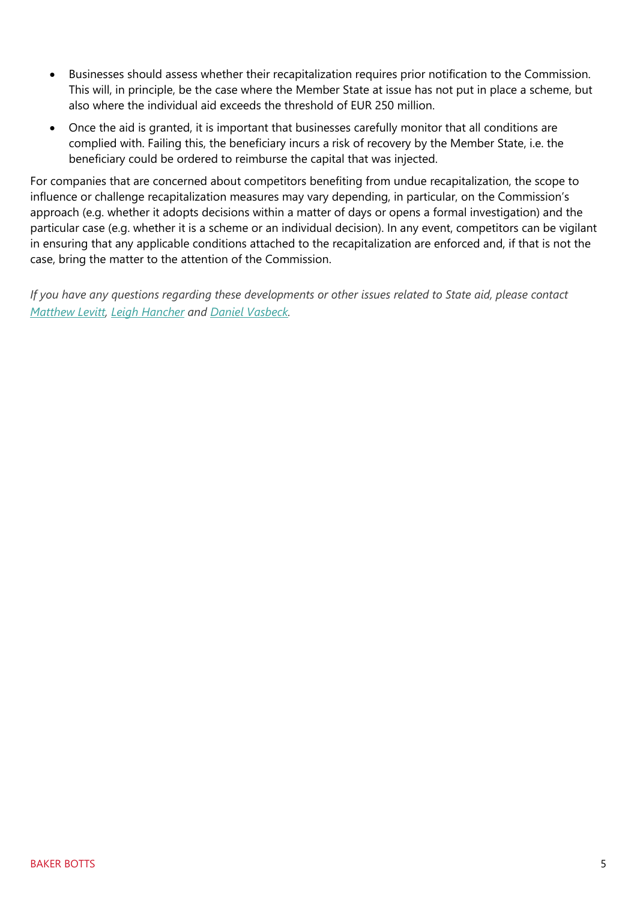- Businesses should assess whether their recapitalization requires prior notification to the Commission. This will, in principle, be the case where the Member State at issue has not put in place a scheme, but also where the individual aid exceeds the threshold of EUR 250 million.
- Once the aid is granted, it is important that businesses carefully monitor that all conditions are complied with. Failing this, the beneficiary incurs a risk of recovery by the Member State, i.e. the beneficiary could be ordered to reimburse the capital that was injected.

For companies that are concerned about competitors benefiting from undue recapitalization, the scope to influence or challenge recapitalization measures may vary depending, in particular, on the Commission's approach (e.g. whether it adopts decisions within a matter of days or opens a formal investigation) and the particular case (e.g. whether it is a scheme or an individual decision). In any event, competitors can be vigilant in ensuring that any applicable conditions attached to the recapitalization are enforced and, if that is not the case, bring the matter to the attention of the Commission.

*If you have any questions regarding these developments or other issues related to State aid, please contact Matthew Levitt, Leigh Hancher and Daniel Vasbeck.*